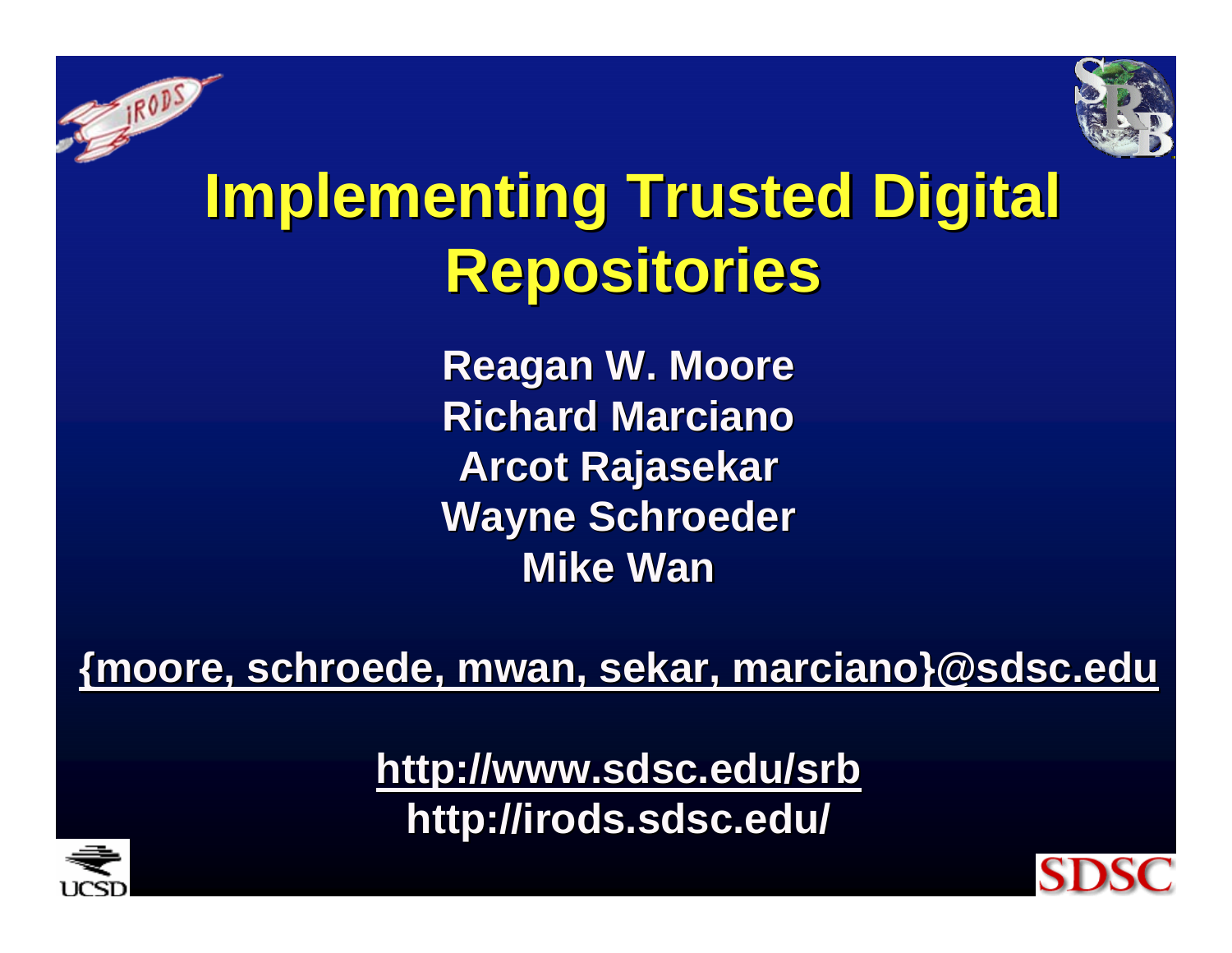# Implementing Trusted Digital Repositories

**Reagan W. Moore**
**Richard Marciano**
**Arcot Rajasekar**
**Wayne Schroeder**
**Mike Wan**

**{moore, schroede, mwan, sekar, marciano}@sdsc.edu**

**http://www.sdsc.edu/srb**
**http://irods.sdsc.edu/**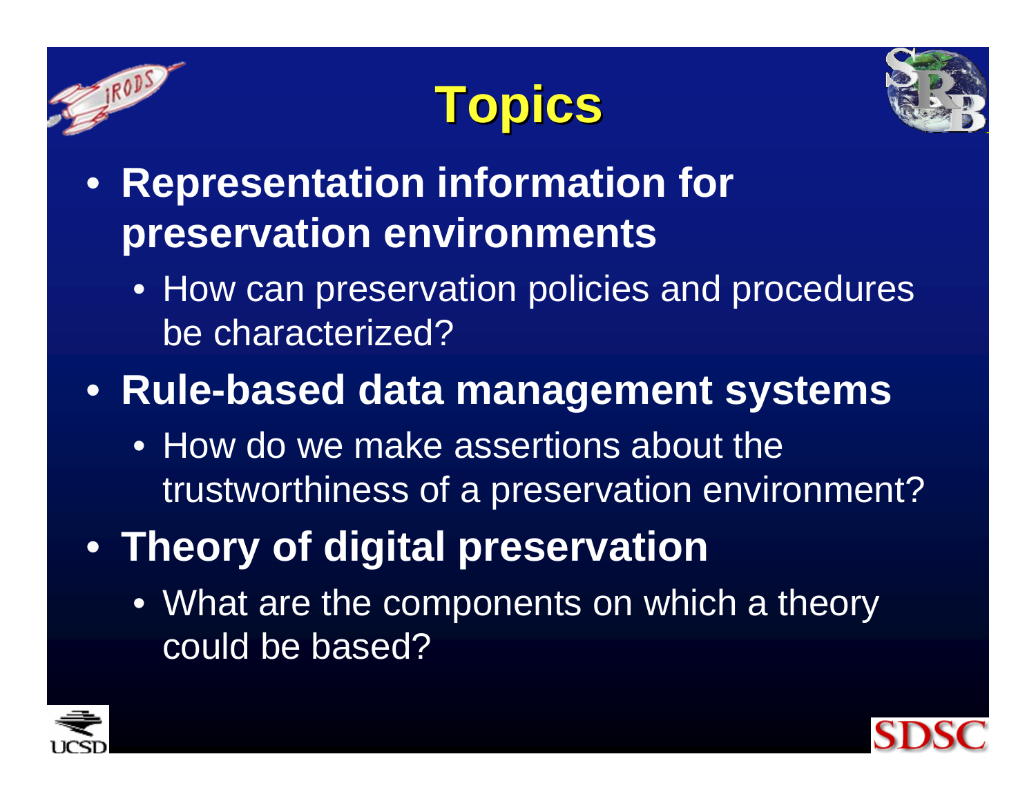# Topics

- **Representation information for preservation environments**
  - How can preservation policies and procedures be characterized?
- **Rule-based data management systems**
  - How do we make assertions about the trustworthiness of a preservation environment?
- **Theory of digital preservation**
  - What are the components on which a theory could be based?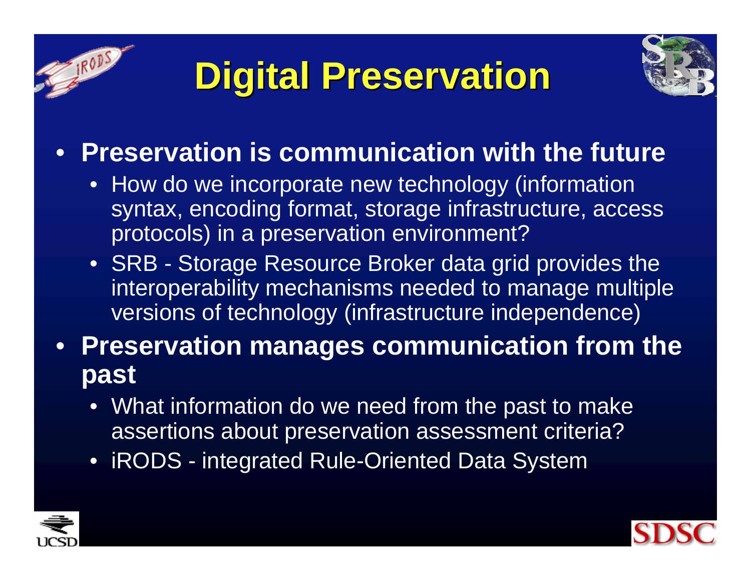# Digital Preservation

- **Preservation is communication with the future**
  - How do we incorporate new technology (information syntax, encoding format, storage infrastructure, access protocols) in a preservation environment?
  - SRB - Storage Resource Broker data grid provides the interoperability mechanisms needed to manage multiple versions of technology (infrastructure independence)
- **Preservation manages communication from the past**
  - What information do we need from the past to make assertions about preservation assessment criteria?
  - iRODS - integrated Rule-Oriented Data System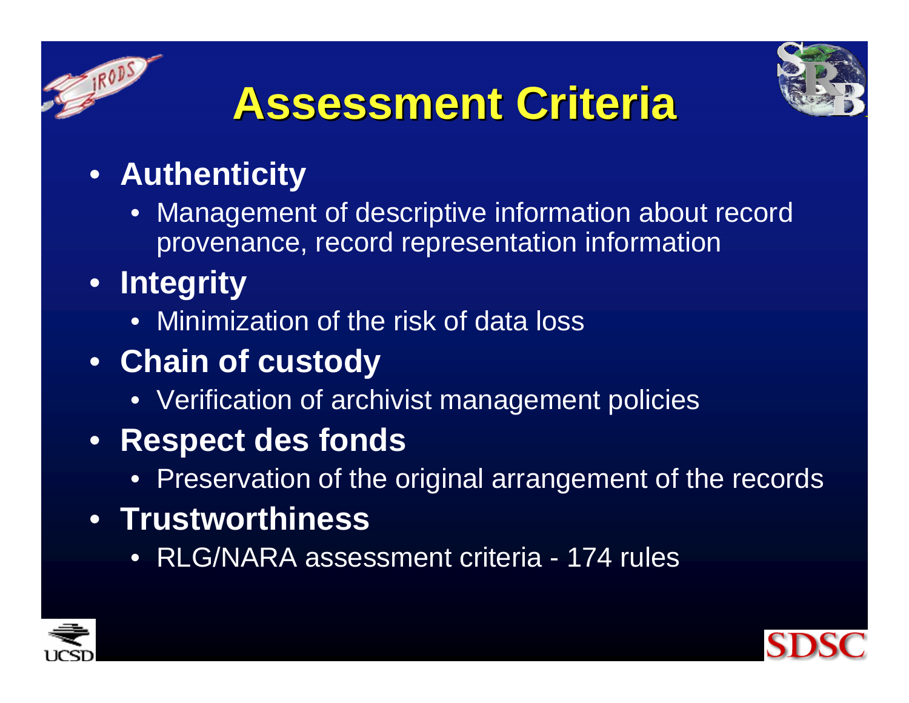# Assessment Criteria

- **Authenticity**
  - Management of descriptive information about record provenance, record representation information
- **Integrity**
  - Minimization of the risk of data loss
- **Chain of custody**
  - Verification of archivist management policies
- **Respect des fonds**
  - Preservation of the original arrangement of the records
- **Trustworthiness**
  - RLG/NARA assessment criteria - 174 rules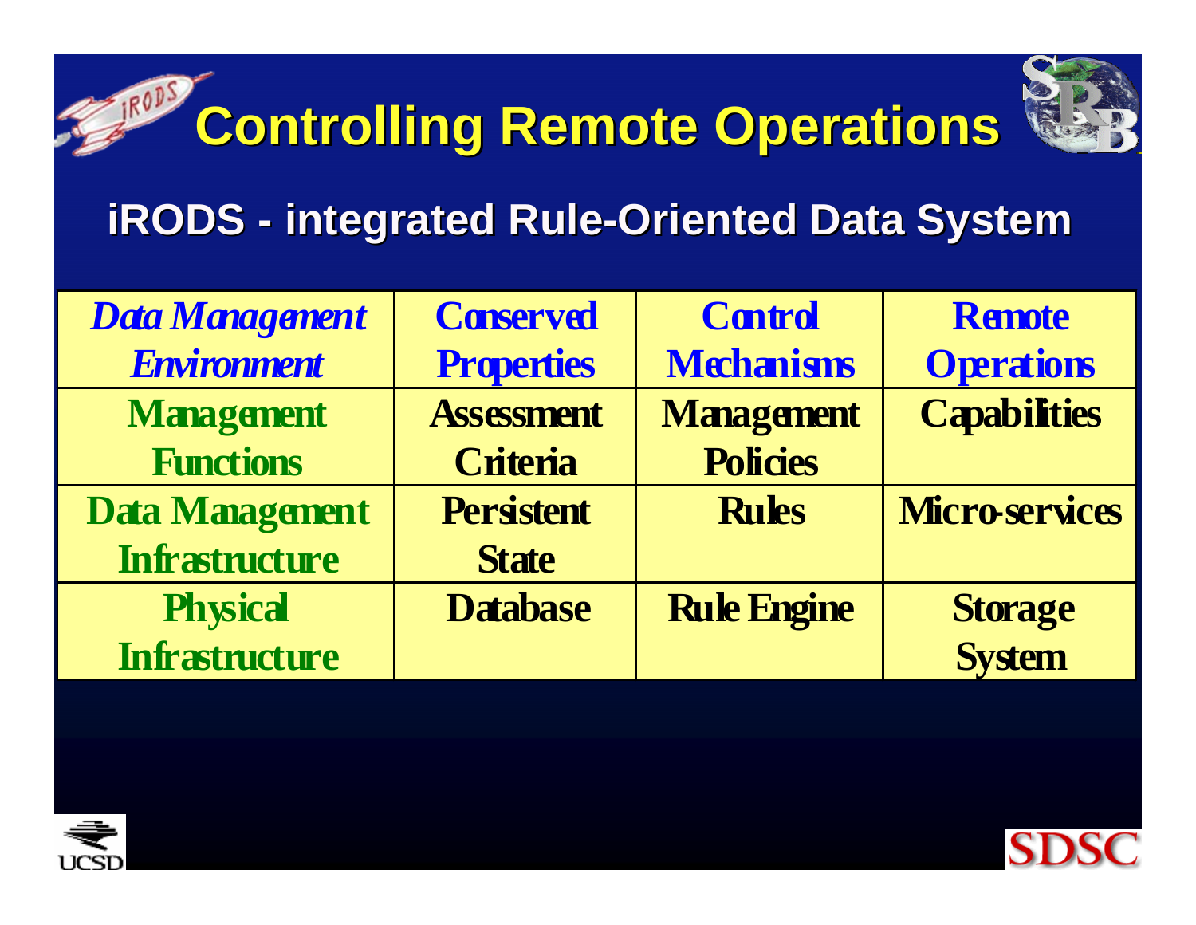# Controlling Remote Operations

## iRODS - integrated Rule-Oriented Data System

| *Data Management Environment* | Conserved Properties | Control Mechanisms | Remote Operations |
|---|---|---|---|
| Management Functions | Assessment Criteria | Management Policies | Capabilities |
| Data Management Infrastructure | Persistent State | Rules | Micro-services |
| Physical Infrastructure | Database | Rule Engine | Storage System |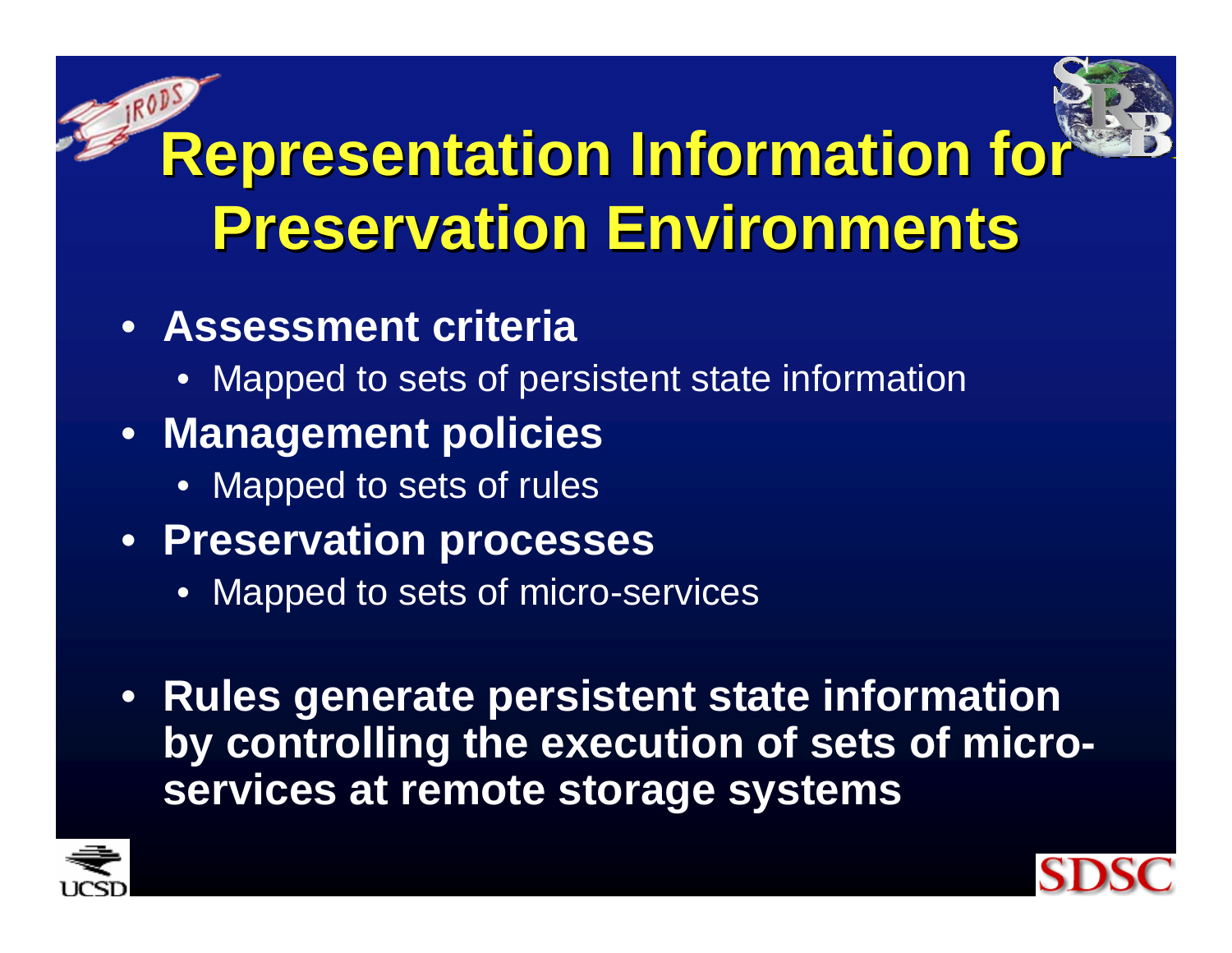# Representation Information for Preservation Environments

- **Assessment criteria**
  - Mapped to sets of persistent state information
- **Management policies**
  - Mapped to sets of rules
- **Preservation processes**
  - Mapped to sets of micro-services
- **Rules generate persistent state information by controlling the execution of sets of micro-services at remote storage systems**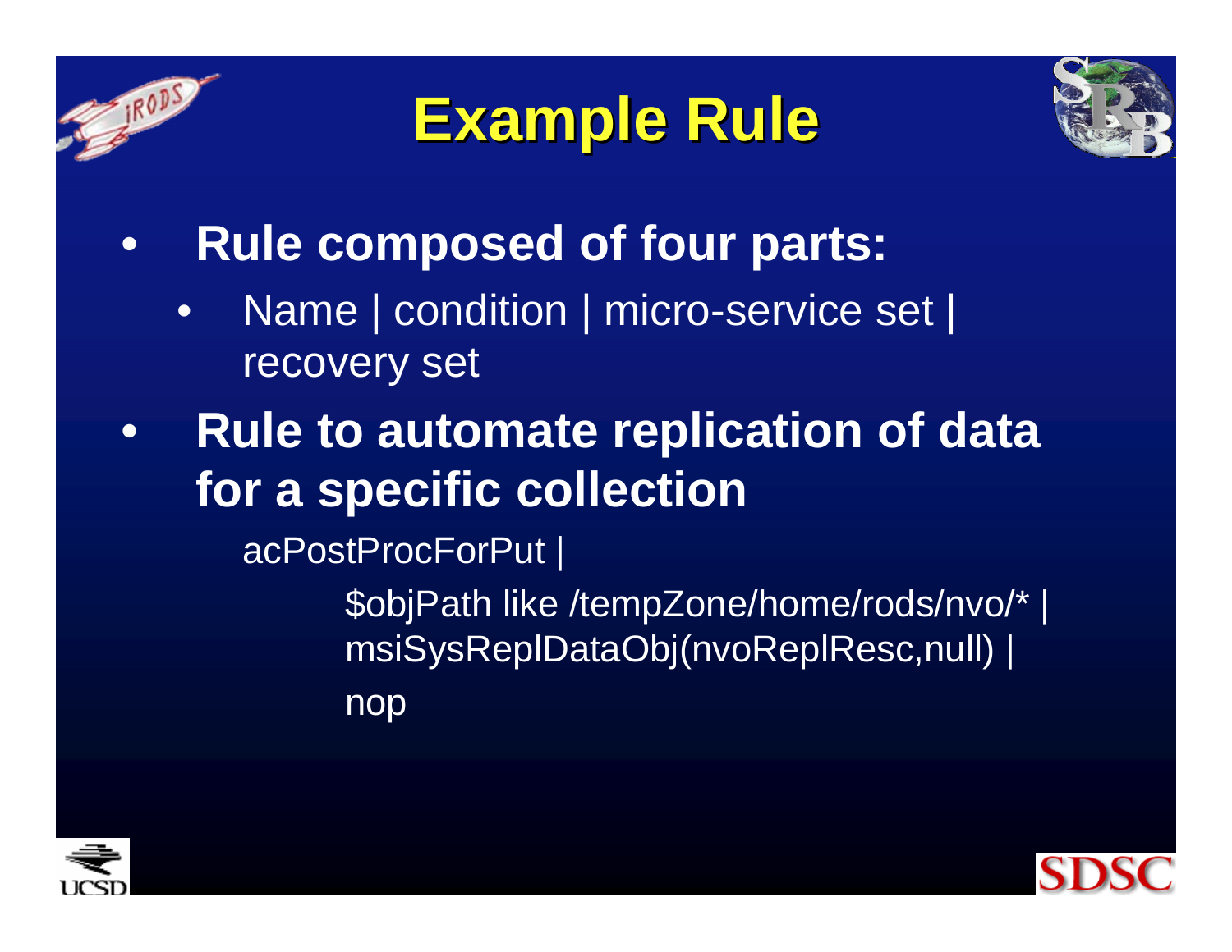# Example Rule

- **Rule composed of four parts:**
  - Name | condition | micro-service set | recovery set
- **Rule to automate replication of data for a specific collection**

```
acPostProcForPut |
        $objPath like /tempZone/home/rods/nvo/* |
        msiSysReplDataObj(nvoReplResc,null) |
        nop
```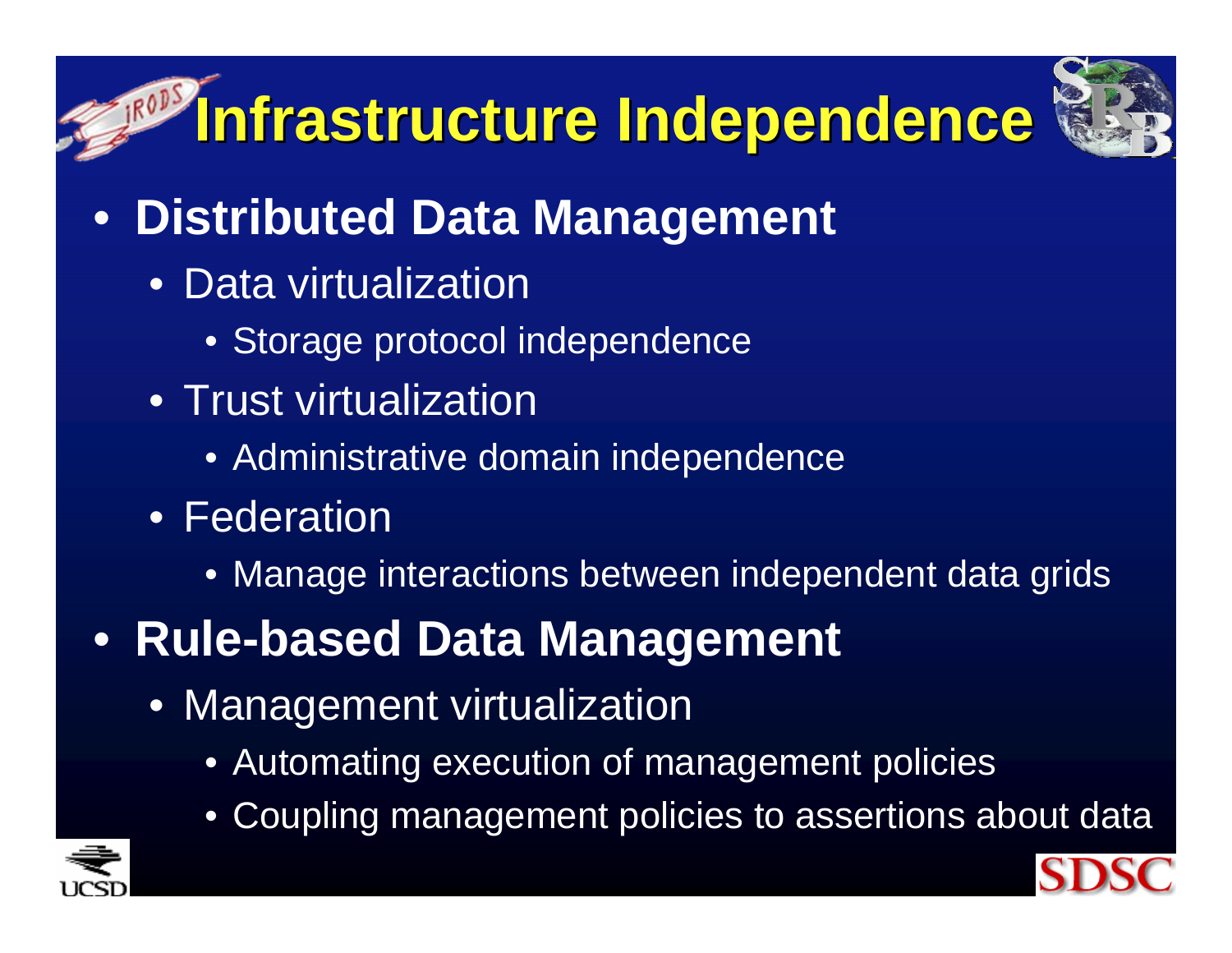# Infrastructure Independence

- **Distributed Data Management**
  - Data virtualization
    - Storage protocol independence
  - Trust virtualization
    - Administrative domain independence
  - Federation
    - Manage interactions between independent data grids
- **Rule-based Data Management**
  - Management virtualization
    - Automating execution of management policies
    - Coupling management policies to assertions about data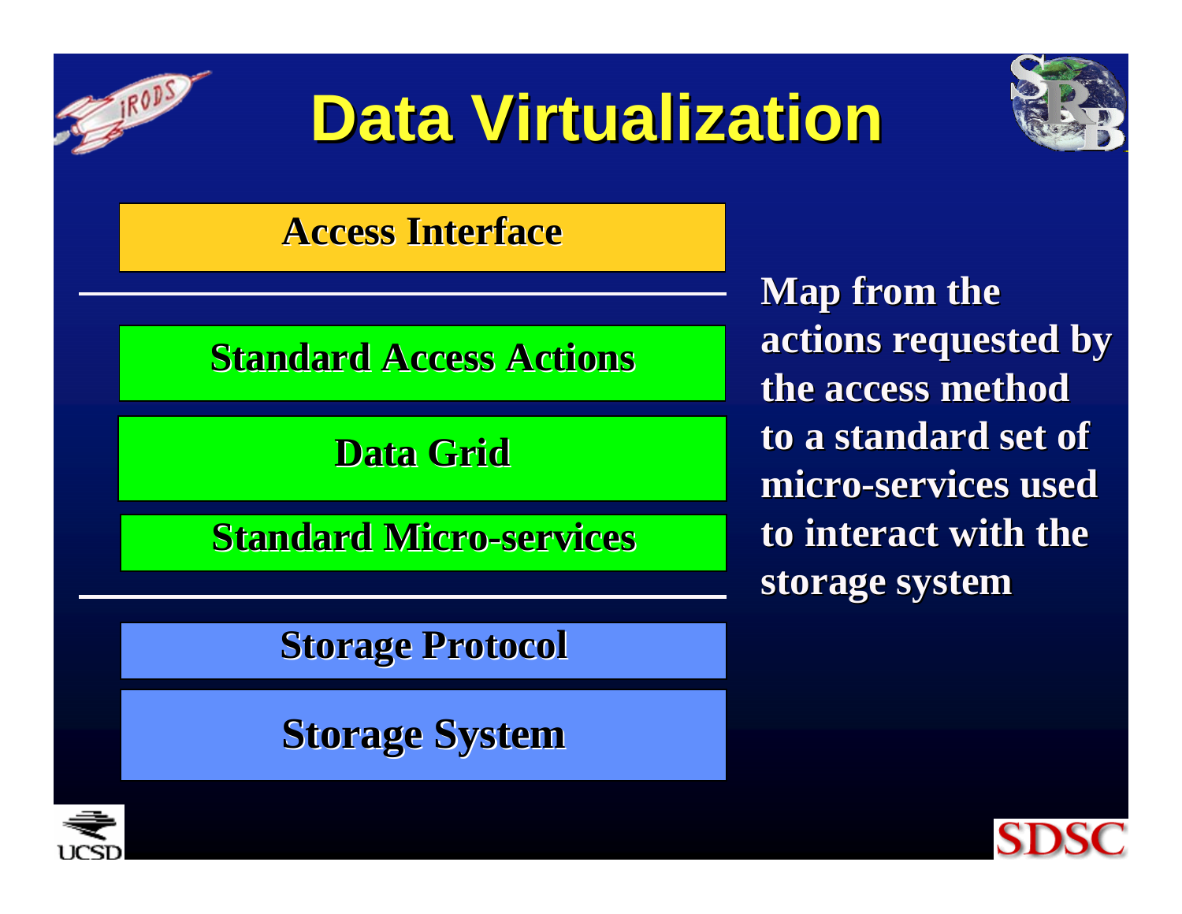# Data Virtualization

- Access Interface

---

- Standard Access Actions
- Data Grid
- Standard Micro-services

---

- Storage Protocol
- Storage System

**Map from the actions requested by the access method to a standard set of micro-services used to interact with the storage system**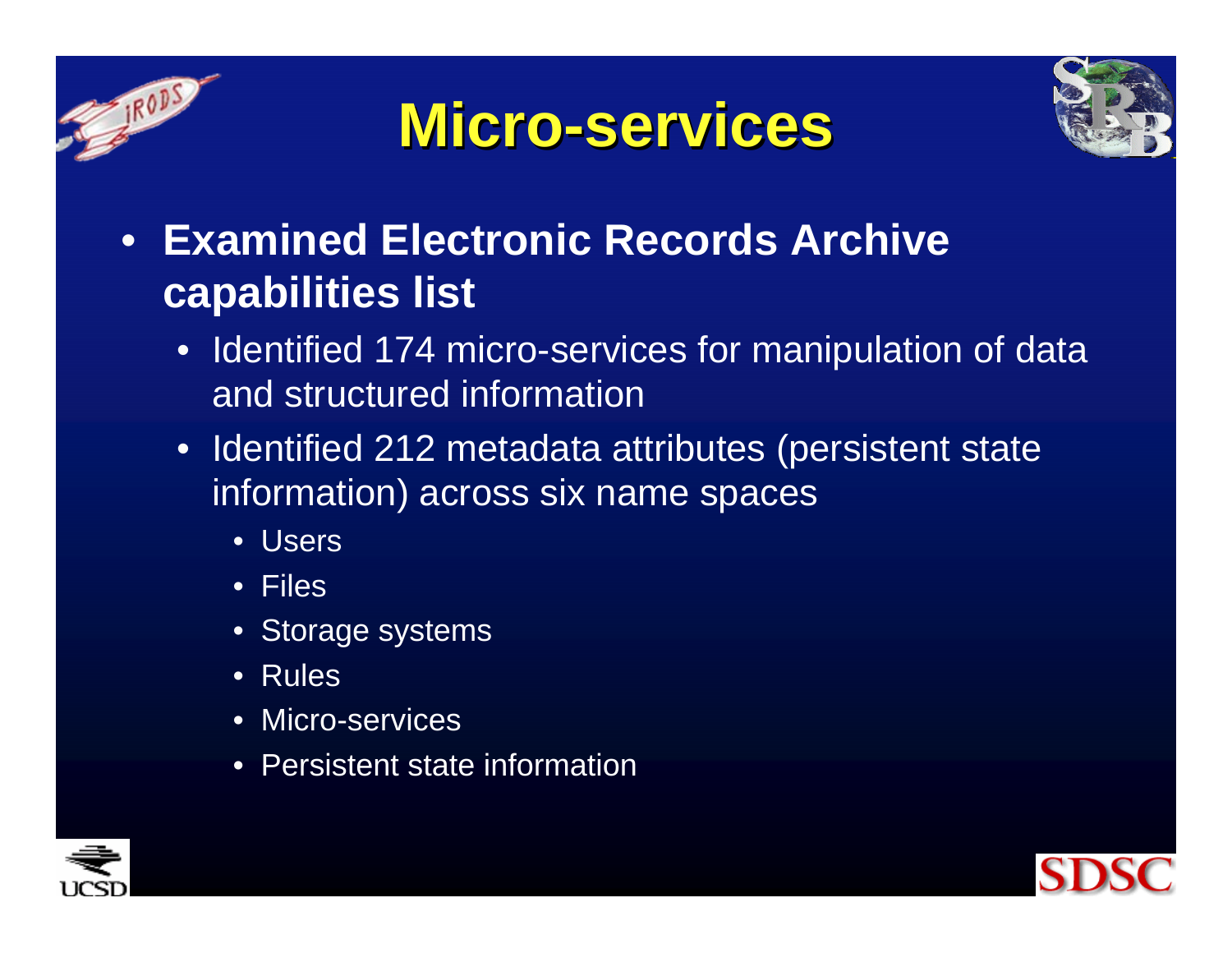# Micro-services

- **Examined Electronic Records Archive capabilities list**
  - Identified 174 micro-services for manipulation of data and structured information
  - Identified 212 metadata attributes (persistent state information) across six name spaces
    - Users
    - Files
    - Storage systems
    - Rules
    - Micro-services
    - Persistent state information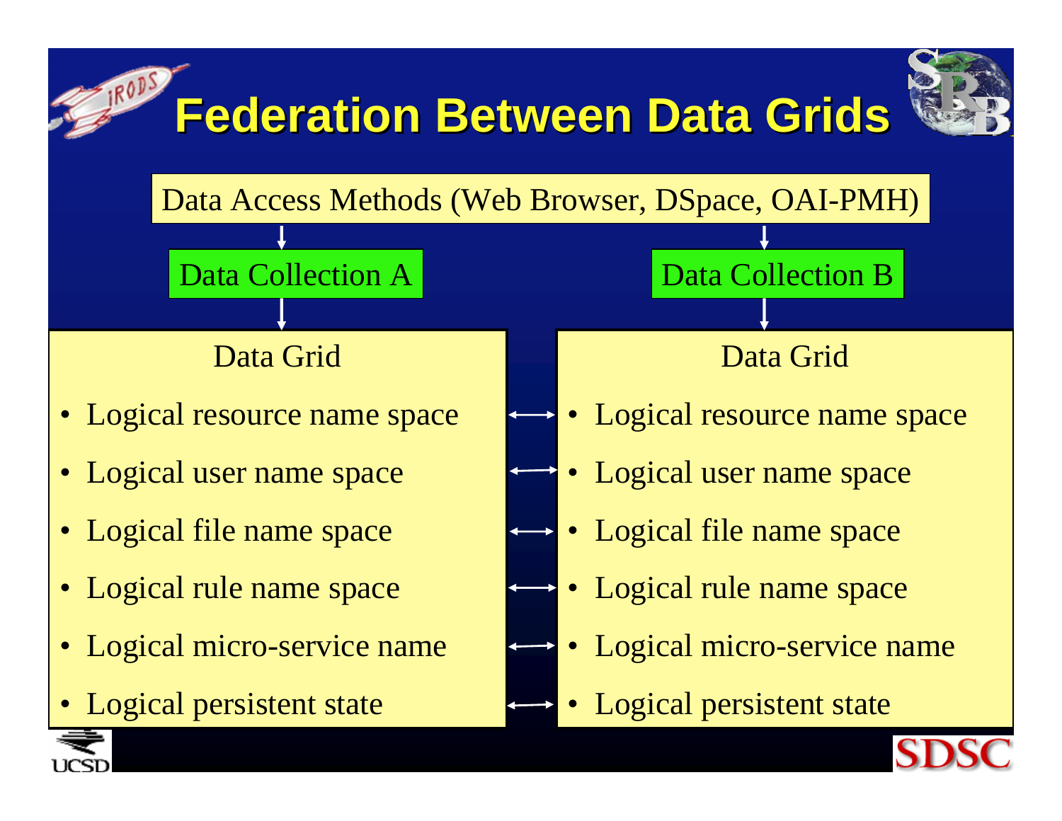# Federation Between Data Grids

Data Access Methods (Web Browser, DSpace, OAI-PMH)

| Data Collection A | Data Collection B |
|---|---|
| **Data Grid** | **Data Grid** |
| • Logical resource name space | • Logical resource name space |
| • Logical user name space | • Logical user name space |
| • Logical file name space | • Logical file name space |
| • Logical rule name space | • Logical rule name space |
| • Logical micro-service name | • Logical micro-service name |
| • Logical persistent state | • Logical persistent state |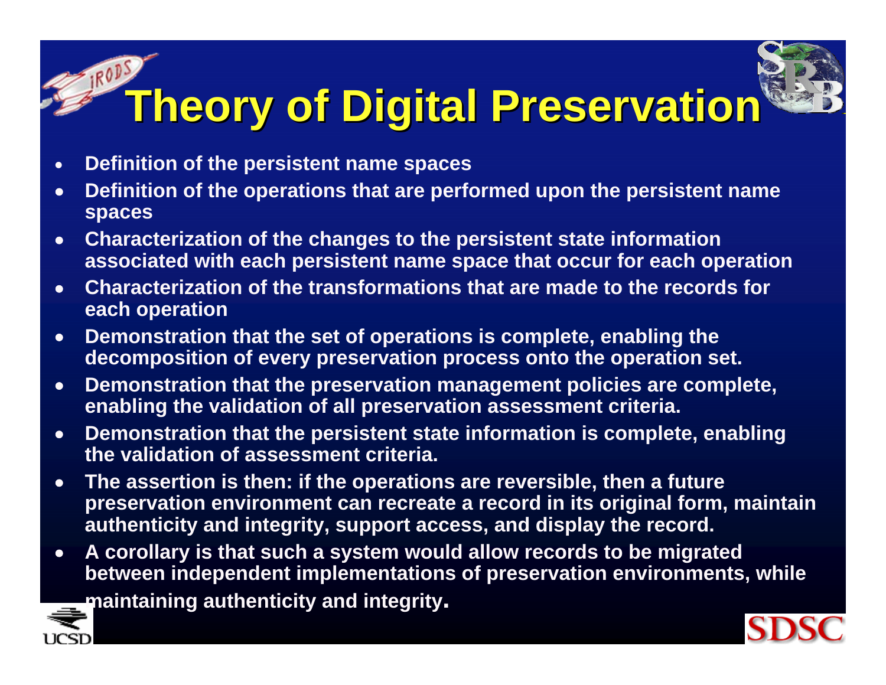# Theory of Digital Preservation

- Definition of the persistent name spaces
- Definition of the operations that are performed upon the persistent name spaces
- Characterization of the changes to the persistent state information associated with each persistent name space that occur for each operation
- Characterization of the transformations that are made to the records for each operation
- Demonstration that the set of operations is complete, enabling the decomposition of every preservation process onto the operation set.
- Demonstration that the preservation management policies are complete, enabling the validation of all preservation assessment criteria.
- Demonstration that the persistent state information is complete, enabling the validation of assessment criteria.
- The assertion is then: if the operations are reversible, then a future preservation environment can recreate a record in its original form, maintain authenticity and integrity, support access, and display the record.
- A corollary is that such a system would allow records to be migrated between independent implementations of preservation environments, while maintaining authenticity and integrity.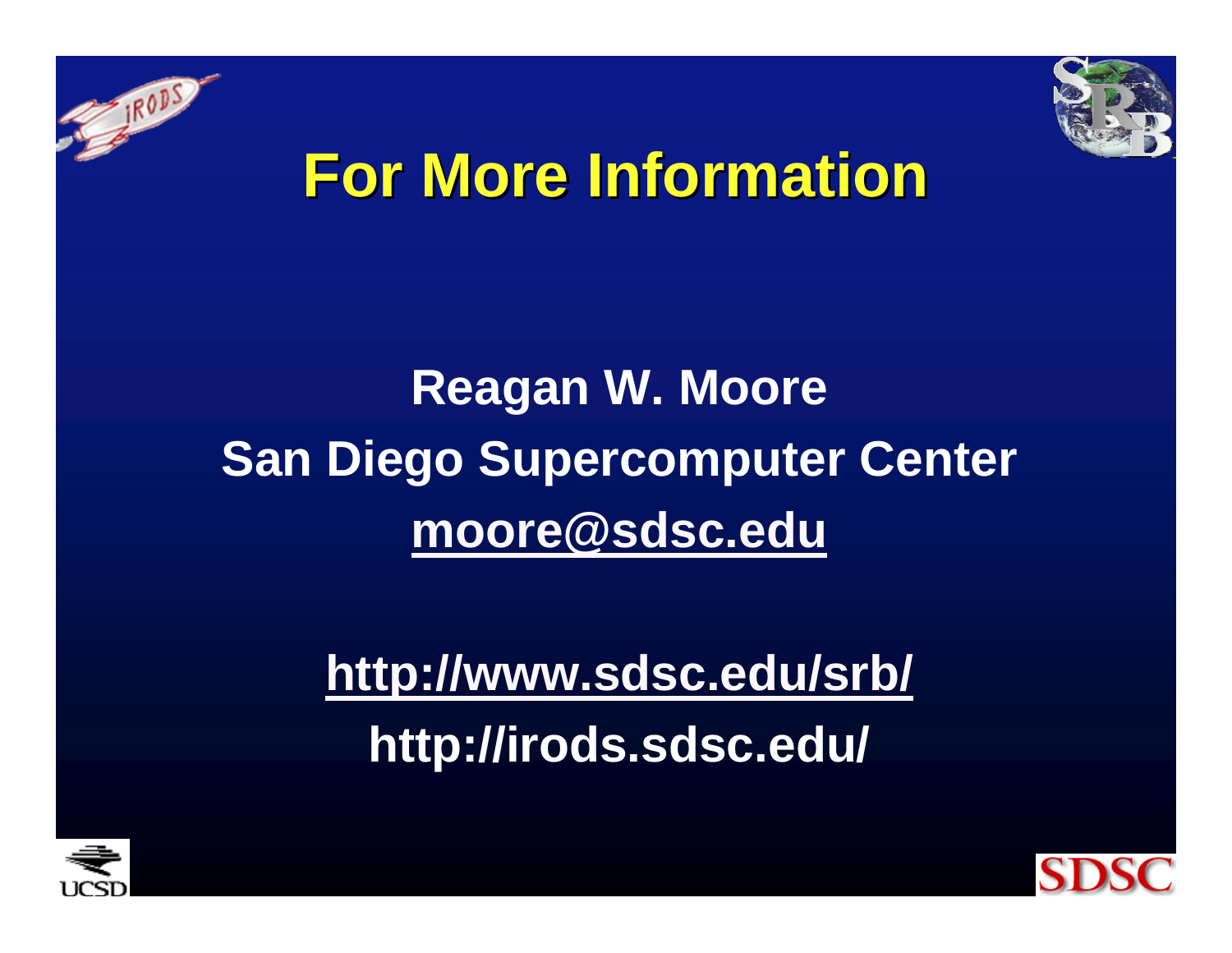# For More Information

**Reagan W. Moore**

**San Diego Supercomputer Center**

**moore@sdsc.edu**

**http://www.sdsc.edu/srb/**

**http://irods.sdsc.edu/**